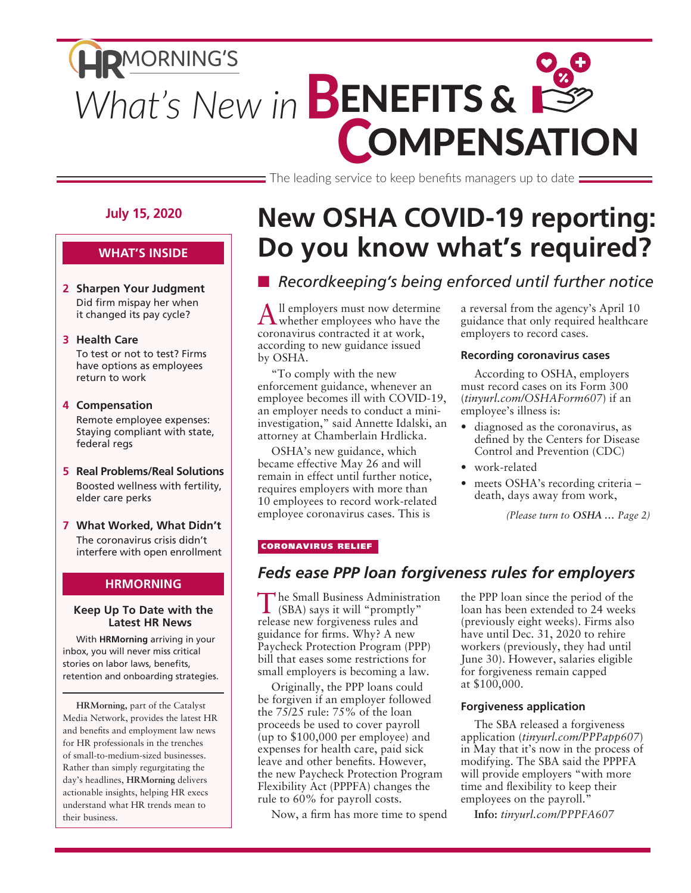# HRMORNING'S What's New in BENEFITS & COMPENSATION

The leading service to keep benefits managers up to date

**July 15, 2020**

## WHAT'S INSIDE

**2 Sharpen Your Judgment**
Did firm mispay her when it changed its pay cycle?

**3 Health Care**
To test or not to test? Firms have options as employees return to work

**4 Compensation**
Remote employee expenses: Staying compliant with state, federal regs

**5 Real Problems/Real Solutions**
Boosted wellness with fertility, elder care perks

**7 What Worked, What Didn't**
The coronavirus crisis didn't interfere with open enrollment

## HRMORNING

**Keep Up To Date with the Latest HR News**

With **HRMorning** arriving in your inbox, you will never miss critical stories on labor laws, benefits, retention and onboarding strategies.

**HRMorning,** part of the Catalyst Media Network, provides the latest HR and benefits and employment law news for HR professionals in the trenches of small-to-medium-sized businesses. Rather than simply regurgitating the day's headlines, **HRMorning** delivers actionable insights, helping HR execs understand what HR trends mean to their business.

# New OSHA COVID-19 reporting: Do you know what's required?

## *Recordkeeping's being enforced until further notice*

All employers must now determine whether employees have the coronavirus contracted it at work, according to new guidance issued by OSHA.

"To comply with the new enforcement guidance, whenever an employee becomes ill with COVID-19, an employer needs to conduct a mini-investigation," said Annette Idalski, an attorney at Chamberlain Hrdlicka.

OSHA's new guidance, which became effective May 26 and will remain in effect until further notice, requires employers with more than 10 employees to record work-related employee coronavirus cases. This is a reversal from the agency's April 10 guidance that only required healthcare employers to record cases.

### Recording coronavirus cases

According to OSHA, employers must record cases on its Form 300 (*tinyurl.com/OSHAForm607*) if an employee's illness is:

- diagnosed as the coronavirus, as defined by the Centers for Disease Control and Prevention (CDC)
- work-related
- meets OSHA's recording criteria – death, days away from work,

*(Please turn to **OSHA** … Page 2)*

**CORONAVIRUS RELIEF**

# *Feds ease PPP loan forgiveness rules for employers*

The Small Business Administration (SBA) says it will "promptly" release new forgiveness rules and guidance for firms. Why? A new Paycheck Protection Program (PPP) bill that eases some restrictions for small employers is becoming a law.

Originally, the PPP loans could be forgiven if an employer followed the 75/25 rule: 75% of the loan proceeds be used to cover payroll (up to $100,000 per employee) and expenses for health care, paid sick leave and other benefits. However, the new Paycheck Protection Program Flexibility Act (PPPFA) changes the rule to 60% for payroll costs.

Now, a firm has more time to spend the PPP loan since the period of the loan has been extended to 24 weeks (previously eight weeks). Firms also have until Dec. 31, 2020 to rehire workers (previously, they had until June 30). However, salaries eligible for forgiveness remain capped at $100,000.

### Forgiveness application

The SBA released a forgiveness application (*tinyurl.com/PPPapp607*) in May that it's now in the process of modifying. The SBA said the PPPFA will provide employers "with more time and flexibility to keep their employees on the payroll."

**Info:** *tinyurl.com/PPPFA607*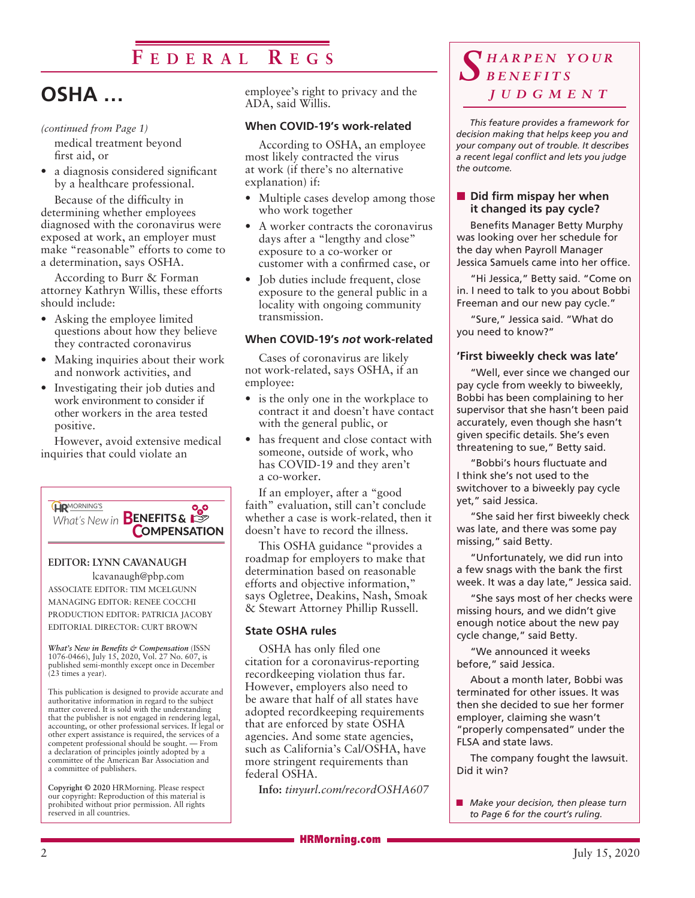# OSHA …

*(continued from Page 1)*

medical treatment beyond first aid, or

- a diagnosis considered significant by a healthcare professional.

Because of the difficulty in determining whether employees diagnosed with the coronavirus were exposed at work, an employer must make "reasonable" efforts to come to a determination, says OSHA.

According to Burr & Forman attorney Kathryn Willis, these efforts should include:

- Asking the employee limited questions about how they believe they contracted coronavirus
- Making inquiries about their work and nonwork activities, and
- Investigating their job duties and work environment to consider if other workers in the area tested positive.

However, avoid extensive medical inquiries that could violate an employee's right to privacy and the ADA, said Willis.

### When COVID-19's work-related

According to OSHA, an employee most likely contracted the virus at work (if there's no alternative explanation) if:

- Multiple cases develop among those who work together
- A worker contracts the coronavirus days after a "lengthy and close" exposure to a co-worker or customer with a confirmed case, or
- Job duties include frequent, close exposure to the general public in a locality with ongoing community transmission.

### When COVID-19's *not* work-related

Cases of coronavirus are likely not work-related, says OSHA, if an employee:

- is the only one in the workplace to contract it and doesn't have contact with the general public, or
- has frequent and close contact with someone, outside of work, who has COVID-19 and they aren't a co-worker.

If an employer, after a "good faith" evaluation, still can't conclude whether a case is work-related, then it doesn't have to record the illness.

This OSHA guidance "provides a roadmap for employers to make that determination based on reasonable efforts and objective information," says Ogletree, Deakins, Nash, Smoak & Stewart Attorney Phillip Russell.

### State OSHA rules

OSHA has only filed one citation for a coronavirus-reporting recordkeeping violation thus far. However, employers also need to be aware that half of all states have adopted recordkeeping requirements that are enforced by state OSHA agencies. And some state agencies, such as California's Cal/OSHA, have more stringent requirements than federal OSHA.

**Info:** *tinyurl.com/recordOSHA607*

---

HRMorning's *What's New in* **Benefits & Compensation**

**EDITOR: LYNN CAVANAUGH**
lcavanaugh@pbp.com
ASSOCIATE EDITOR: TIM MCELGUNN
MANAGING EDITOR: RENEE COCCHI
PRODUCTION EDITOR: PATRICIA JACOBY
EDITORIAL DIRECTOR: CURT BROWN

***What's New in Benefits & Compensation*** (ISSN 1076-0466), July 15, 2020, Vol. 27 No. 607, is published semi-monthly except once in December (23 times a year).

This publication is designed to provide accurate and authoritative information in regard to the subject matter covered. It is sold with the understanding that the publisher is not engaged in rendering legal, accounting, or other professional services. If legal or other expert assistance is required, the services of a competent professional should be sought. — From a declaration of principles jointly adopted by a committee of the American Bar Association and a committee of publishers.

**Copyright © 2020** HRMorning. Please respect our copyright: Reproduction of this material is prohibited without prior permission. All rights reserved in all countries.

---

## *Sharpen Your Benefits Judgment*

*This feature provides a framework for decision making that helps keep you and your company out of trouble. It describes a recent legal conflict and lets you judge the outcome.*

### Did firm mispay her when it changed its pay cycle?

Benefits Manager Betty Murphy was looking over her schedule for the day when Payroll Manager Jessica Samuels came into her office.

"Hi Jessica," Betty said. "Come on in. I need to talk to you about Bobbi Freeman and our new pay cycle."

"Sure," Jessica said. "What do you need to know?"

### 'First biweekly check was late'

"Well, ever since we changed our pay cycle from weekly to biweekly, Bobbi has been complaining to her supervisor that she hasn't been paid accurately, even though she hasn't given specific details. She's even threatening to sue," Betty said.

"Bobbi's hours fluctuate and I think she's not used to the switchover to a biweekly pay cycle yet," said Jessica.

"She said her first biweekly check was late, and there was some pay missing," said Betty.

"Unfortunately, we did run into a few snags with the bank the first week. It was a day late," Jessica said.

"She says most of her checks were missing hours, and we didn't give enough notice about the new pay cycle change," said Betty.

"We announced it weeks before," said Jessica.

About a month later, Bobbi was terminated for other issues. It was then she decided to sue her former employer, claiming she wasn't "properly compensated" under the FLSA and state laws.

The company fought the lawsuit. Did it win?

- *Make your decision, then please turn to Page 6 for the court's ruling.*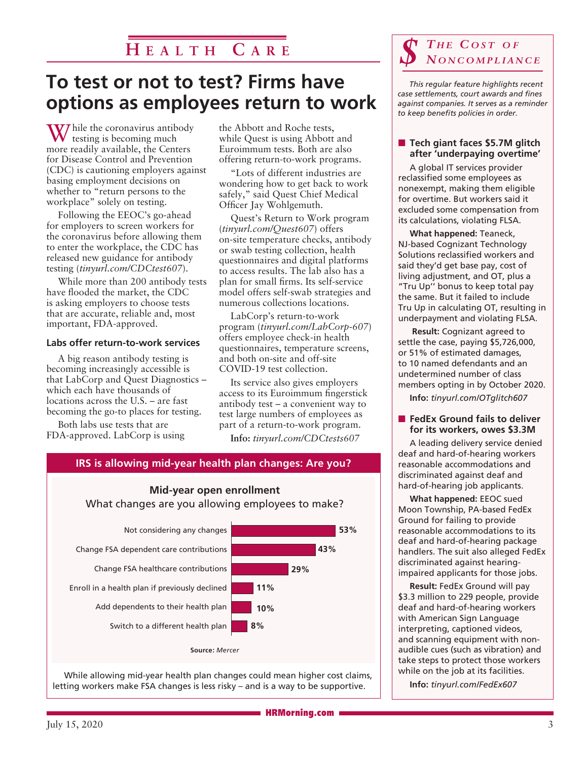# Health Care

## To test or not to test? Firms have options as employees return to work

While the coronavirus antibody testing is becoming much more readily available, the Centers for Disease Control and Prevention (CDC) is cautioning employers against basing employment decisions on whether to "return persons to the workplace" solely on testing.

Following the EEOC's go-ahead for employers to screen workers for the coronavirus before allowing them to enter the workplace, the CDC has released new guidance for antibody testing (*tinyurl.com/CDCtest607*).

While more than 200 antibody tests have flooded the market, the CDC is asking employers to choose tests that are accurate, reliable and, most important, FDA-approved.

### Labs offer return-to-work services

A big reason antibody testing is becoming increasingly accessible is that LabCorp and Quest Diagnostics – which each have thousands of locations across the U.S. – are fast becoming the go-to places for testing.

Both labs use tests that are FDA-approved. LabCorp is using the Abbott and Roche tests, while Quest is using Abbott and Euroimmum tests. Both are also offering return-to-work programs.

"Lots of different industries are wondering how to get back to work safely," said Quest Chief Medical Officer Jay Wohlgemuth.

Quest's Return to Work program (*tinyurl.com/Quest607*) offers on-site temperature checks, antibody or swab testing collection, health questionnaires and digital platforms to access results. The lab also has a plan for small firms. Its self-service model offers self-swab strategies and numerous collections locations.

LabCorp's return-to-work program (*tinyurl.com/LabCorp-607*) offers employee check-in health questionnaires, temperature screens, and both on-site and off-site COVID-19 test collection.

Its service also gives employers access to its Euroimmum fingerstick antibody test – a convenient way to test large numbers of employees as part of a return-to-work program.

**Info:** *tinyurl.com/CDCtests607*

### IRS is allowing mid-year health plan changes: Are you?

**Mid-year open enrollment**

What changes are you allowing employees to make?

| Change | Percent |
|---|---|
| Not considering any changes | 53% |
| Change FSA dependent care contributions | 43% |
| Change FSA healthcare contributions | 29% |
| Enroll in a health plan if previously declined | 11% |
| Add dependents to their health plan | 10% |
| Switch to a different health plan | 8% |

**Source:** *Mercer*

While allowing mid-year health plan changes could mean higher cost claims, letting workers make FSA changes is less risky – and is a way to be supportive.

## The Cost of Noncompliance

*This regular feature highlights recent case settlements, court awards and fines against companies. It serves as a reminder to keep benefits policies in order.*

### Tech giant faces $5.7M glitch after 'underpaying overtime'

A global IT services provider reclassified some employees as nonexempt, making them eligible for overtime. But workers said it excluded some compensation from its calculations, violating FLSA.

**What happened:** Teaneck, NJ-based Cognizant Technology Solutions reclassified workers and said they'd get base pay, cost of living adjustment, and OT, plus a "Tru Up'' bonus to keep total pay the same. But it failed to include Tru Up in calculating OT, resulting in underpayment and violating FLSA.

**Result:** Cognizant agreed to settle the case, paying $5,726,000, or 51% of estimated damages, to 10 named defendants and an undetermined number of class members opting in by October 2020.

**Info:** *tinyurl.com/OTglitch607*

### FedEx Ground fails to deliver for its workers, owes $3.3M

A leading delivery service denied deaf and hard-of-hearing workers reasonable accommodations and discriminated against deaf and hard-of-hearing job applicants.

**What happened:** EEOC sued Moon Township, PA-based FedEx Ground for failing to provide reasonable accommodations to its deaf and hard-of-hearing package handlers. The suit also alleged FedEx discriminated against hearing-impaired applicants for those jobs.

**Result:** FedEx Ground will pay $3.3 million to 229 people, provide deaf and hard-of-hearing workers with American Sign Language interpreting, captioned videos, and scanning equipment with non-audible cues (such as vibration) and take steps to protect those workers while on the job at its facilities.

**Info:** *tinyurl.com/FedEx607*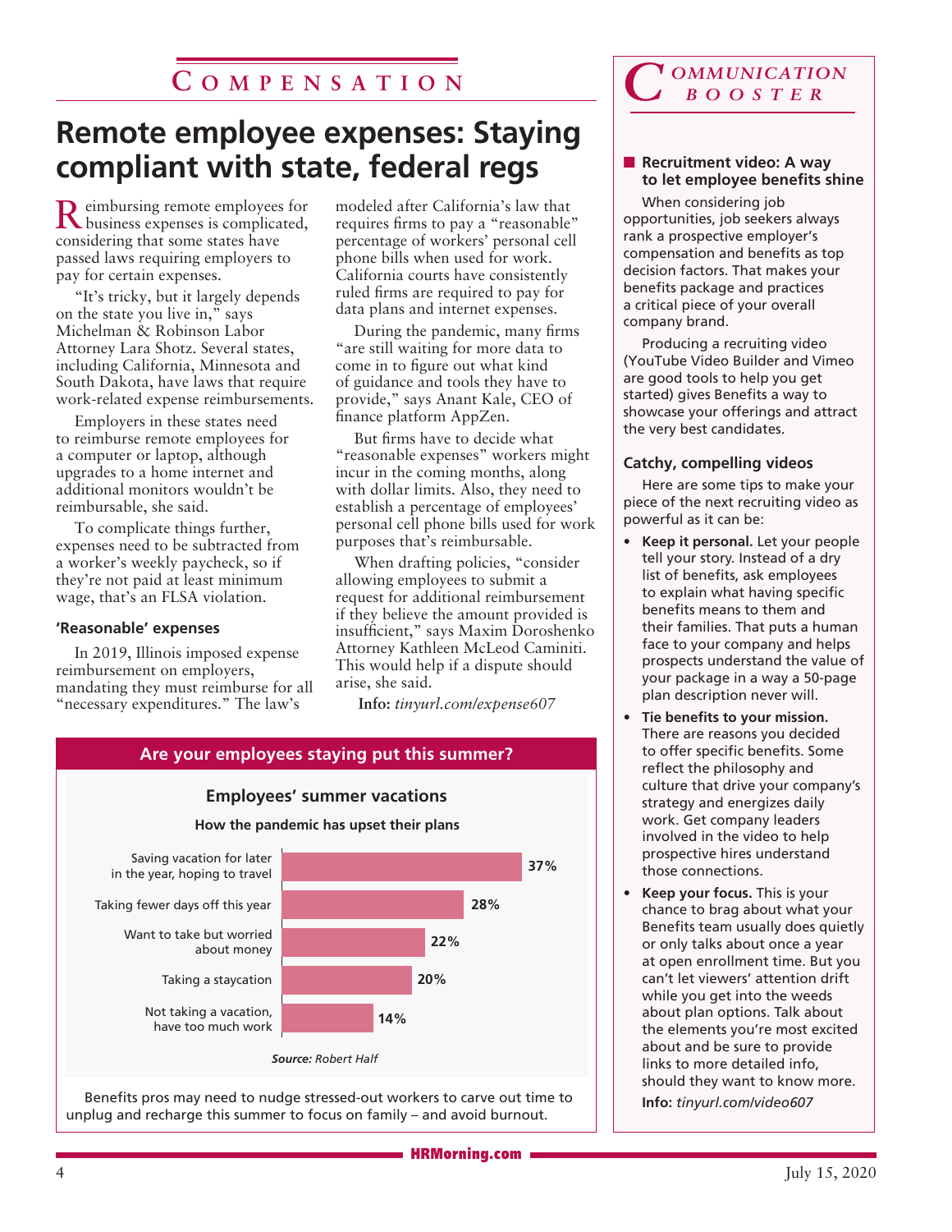## COMPENSATION

# Remote employee expenses: Staying compliant with state, federal regs

Reimbursing remote employees for business expenses is complicated, considering that some states have passed laws requiring employers to pay for certain expenses.

"It's tricky, but it largely depends on the state you live in," says Michelman & Robinson Labor Attorney Lara Shotz. Several states, including California, Minnesota and South Dakota, have laws that require work-related expense reimbursements.

Employers in these states need to reimburse remote employees for a computer or laptop, although upgrades to a home internet and additional monitors wouldn't be reimbursable, she said.

To complicate things further, expenses need to be subtracted from a worker's weekly paycheck, so if they're not paid at least minimum wage, that's an FLSA violation.

### 'Reasonable' expenses

In 2019, Illinois imposed expense reimbursement on employers, mandating they must reimburse for all "necessary expenditures." The law's modeled after California's law that requires firms to pay a "reasonable" percentage of workers' personal cell phone bills when used for work. California courts have consistently ruled firms are required to pay for data plans and internet expenses.

During the pandemic, many firms "are still waiting for more data to come in to figure out what kind of guidance and tools they have to provide," says Anant Kale, CEO of finance platform AppZen.

But firms have to decide what "reasonable expenses" workers might incur in the coming months, along with dollar limits. Also, they need to establish a percentage of employees' personal cell phone bills used for work purposes that's reimbursable.

When drafting policies, "consider allowing employees to submit a request for additional reimbursement if they believe the amount provided is insufficient," says Maxim Doroshenko Attorney Kathleen McLeod Caminiti. This would help if a dispute should arise, she said.

**Info:** *tinyurl.com/expense607*

### Are your employees staying put this summer?

**Employees' summer vacations**

**How the pandemic has upset their plans**

| Plan | Percent |
|---|---|
| Saving vacation for later in the year, hoping to travel | 37% |
| Taking fewer days off this year | 28% |
| Want to take but worried about money | 22% |
| Taking a staycation | 20% |
| Not taking a vacation, have too much work | 14% |

***Source:*** *Robert Half*

Benefits pros may need to nudge stressed-out workers to carve out time to unplug and recharge this summer to focus on family – and avoid burnout.

## COMMUNICATION BOOSTER

### Recruitment video: A way to let employee benefits shine

When considering job opportunities, job seekers always rank a prospective employer's compensation and benefits as top decision factors. That makes your benefits package and practices a critical piece of your overall company brand.

Producing a recruiting video (YouTube Video Builder and Vimeo are good tools to help you get started) gives Benefits a way to showcase your offerings and attract the very best candidates.

### Catchy, compelling videos

Here are some tips to make your piece of the next recruiting video as powerful as it can be:

- **Keep it personal.** Let your people tell your story. Instead of a dry list of benefits, ask employees to explain what having specific benefits means to them and their families. That puts a human face to your company and helps prospects understand the value of your package in a way a 50-page plan description never will.
- **Tie benefits to your mission.** There are reasons you decided to offer specific benefits. Some reflect the philosophy and culture that drive your company's strategy and energizes daily work. Get company leaders involved in the video to help prospective hires understand those connections.
- **Keep your focus.** This is your chance to brag about what your Benefits team usually does quietly or only talks about once a year at open enrollment time. But you can't let viewers' attention drift while you get into the weeds about plan options. Talk about the elements you're most excited about and be sure to provide links to more detailed info, should they want to know more.

**Info:** *tinyurl.com/video607*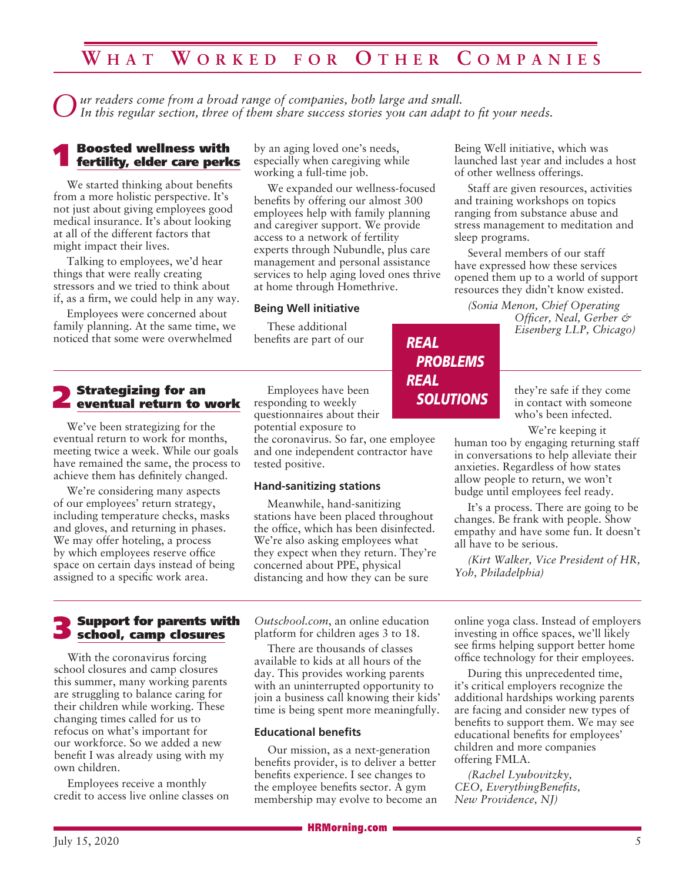# What Worked for Other Companies

*Our readers come from a broad range of companies, both large and small. In this regular section, three of them share success stories you can adapt to fit your needs.*

## 1 Boosted wellness with fertility, elder care perks

We started thinking about benefits from a more holistic perspective. It's not just about giving employees good medical insurance. It's about looking at all of the different factors that might impact their lives.

Talking to employees, we'd hear things that were really creating stressors and we tried to think about if, as a firm, we could help in any way.

Employees were concerned about family planning. At the same time, we noticed that some were overwhelmed by an aging loved one's needs, especially when caregiving while working a full-time job.

We expanded our wellness-focused benefits by offering our almost 300 employees help with family planning and caregiver support. We provide access to a network of fertility experts through Nubundle, plus care management and personal assistance services to help aging loved ones thrive at home through Homethrive.

### Being Well initiative

These additional benefits are part of our Being Well initiative, which was launched last year and includes a host of other wellness offerings.

Staff are given resources, activities and training workshops on topics ranging from substance abuse and stress management to meditation and sleep programs.

Several members of our staff have expressed how these services opened them up to a world of support resources they didn't know existed.

*(Sonia Menon, Chief Operating Officer, Neal, Gerber & Eisenberg LLP, Chicago)*

**REAL PROBLEMS REAL SOLUTIONS**

## 2 Strategizing for an eventual return to work

We've been strategizing for the eventual return to work for months, meeting twice a week. While our goals have remained the same, the process to achieve them has definitely changed.

We're considering many aspects of our employees' return strategy, including temperature checks, masks and gloves, and returning in phases. We may offer hoteling, a process by which employees reserve office space on certain days instead of being assigned to a specific work area.

Employees have been responding to weekly questionnaires about their potential exposure to the coronavirus. So far, one employee and one independent contractor have tested positive.

### Hand-sanitizing stations

Meanwhile, hand-sanitizing stations have been placed throughout the office, which has been disinfected. We're also asking employees what they expect when they return. They're concerned about PPE, physical distancing and how they can be sure they're safe if they come in contact with someone who's been infected.

We're keeping it human too by engaging returning staff in conversations to help alleviate their anxieties. Regardless of how states allow people to return, we won't budge until employees feel ready.

It's a process. There are going to be changes. Be frank with people. Show empathy and have some fun. It doesn't all have to be serious.

*(Kirt Walker, Vice President of HR, Yoh, Philadelphia)*

## 3 Support for parents with school, camp closures

With the coronavirus forcing school closures and camp closures this summer, many working parents are struggling to balance caring for their children while working. These changing times called for us to refocus on what's important for our workforce. So we added a new benefit I was already using with my own children.

Employees receive a monthly credit to access live online classes on *Outschool.com*, an online education platform for children ages 3 to 18.

There are thousands of classes available to kids at all hours of the day. This provides working parents with an uninterrupted opportunity to join a business call knowing their kids' time is being spent more meaningfully.

### Educational benefits

Our mission, as a next-generation benefits provider, is to deliver a better benefits experience. I see changes to the employee benefits sector. A gym membership may evolve to become an online yoga class. Instead of employers investing in office spaces, we'll likely see firms helping support better home office technology for their employees.

During this unprecedented time, it's critical employers recognize the additional hardships working parents are facing and consider new types of benefits to support them. We may see educational benefits for employees' children and more companies offering FMLA.

*(Rachel Lyubovitzky, CEO, EverythingBenefits, New Providence, NJ)*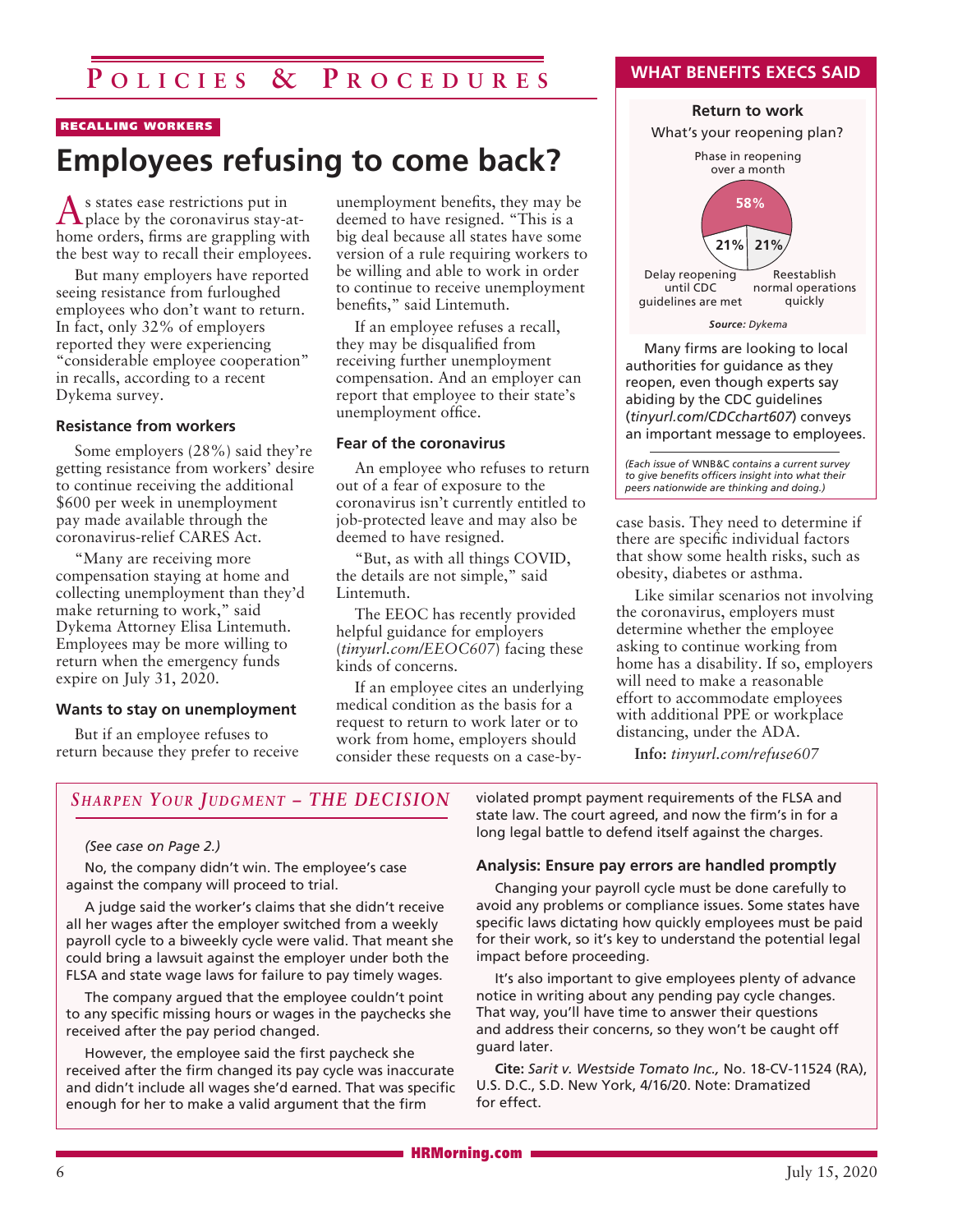## Policies & Procedures

RECALLING WORKERS

# Employees refusing to come back?

As states ease restrictions put in place by the coronavirus stay-at-home orders, firms are grappling with the best way to recall their employees.

But many employers have reported seeing resistance from furloughed employees who don't want to return. In fact, only 32% of employers reported they were experiencing "considerable employee cooperation" in recalls, according to a recent Dykema survey.

### Resistance from workers

Some employers (28%) said they're getting resistance from workers' desire to continue receiving the additional $600 per week in unemployment pay made available through the coronavirus-relief CARES Act.

"Many are receiving more compensation staying at home and collecting unemployment than they'd make returning to work," said Dykema Attorney Elisa Lintemuth. Employees may be more willing to return when the emergency funds expire on July 31, 2020.

### Wants to stay on unemployment

But if an employee refuses to return because they prefer to receive unemployment benefits, they may be deemed to have resigned. "This is a big deal because all states have some version of a rule requiring workers to be willing and able to work in order to continue to receive unemployment benefits," said Lintemuth.

If an employee refuses a recall, they may be disqualified from receiving further unemployment compensation. And an employer can report that employee to their state's unemployment office.

### Fear of the coronavirus

An employee who refuses to return out of a fear of exposure to the coronavirus isn't currently entitled to job-protected leave and may also be deemed to have resigned.

"But, as with all things COVID, the details are not simple," said Lintemuth.

The EEOC has recently provided helpful guidance for employers (*tinyurl.com/EEOC607*) facing these kinds of concerns.

If an employee cites an underlying medical condition as the basis for a request to return to work later or to work from home, employers should consider these requests on a case-by-case basis. They need to determine if there are specific individual factors that show some health risks, such as obesity, diabetes or asthma.

Like similar scenarios not involving the coronavirus, employers must determine whether the employee asking to continue working from home has a disability. If so, employers will need to make a reasonable effort to accommodate employees with additional PPE or workplace distancing, under the ADA.

**Info:** *tinyurl.com/refuse607*

---

### WHAT BENEFITS EXECS SAID

**Return to work**

What's your reopening plan?

| Plan | Percentage |
|---|---|
| Phase in reopening over a month | 58% |
| Delay reopening until CDC guidelines are met | 21% |
| Reestablish normal operations quickly | 21% |

***Source:*** *Dykema*

Many firms are looking to local authorities for guidance as they reopen, even though experts say abiding by the CDC guidelines (*tinyurl.com/CDCchart607*) conveys an important message to employees.

*(Each issue of* WNB&C *contains a current survey to give benefits officers insight into what their peers nationwide are thinking and doing.)*

---

## *Sharpen Your Judgment – THE DECISION*

*(See case on Page 2.)*

No, the company didn't win. The employee's case against the company will proceed to trial.

A judge said the worker's claims that she didn't receive all her wages after the employer switched from a weekly payroll cycle to a biweekly cycle were valid. That meant she could bring a lawsuit against the employer under both the FLSA and state wage laws for failure to pay timely wages.

The company argued that the employee couldn't point to any specific missing hours or wages in the paychecks she received after the pay period changed.

However, the employee said the first paycheck she received after the firm changed its pay cycle was inaccurate and didn't include all wages she'd earned. That was specific enough for her to make a valid argument that the firm violated prompt payment requirements of the FLSA and state law. The court agreed, and now the firm's in for a long legal battle to defend itself against the charges.

### Analysis: Ensure pay errors are handled promptly

Changing your payroll cycle must be done carefully to avoid any problems or compliance issues. Some states have specific laws dictating how quickly employees must be paid for their work, so it's key to understand the potential legal impact before proceeding.

It's also important to give employees plenty of advance notice in writing about any pending pay cycle changes. That way, you'll have time to answer their questions and address their concerns, so they won't be caught off guard later.

**Cite:** *Sarit v. Westside Tomato Inc.,* No. 18-CV-11524 (RA), U.S. D.C., S.D. New York, 4/16/20. Note: Dramatized for effect.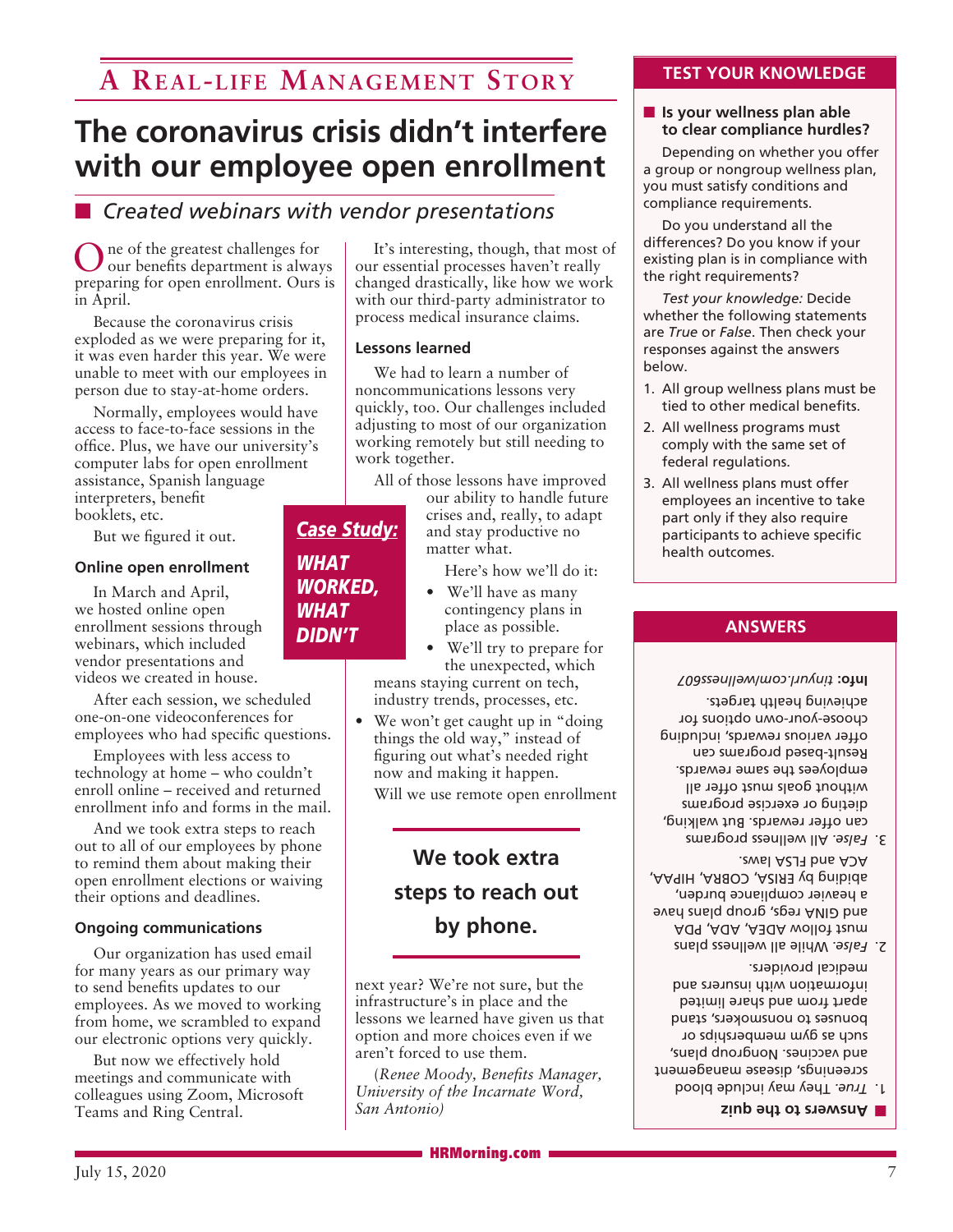# A Real-life Management Story

## The coronavirus crisis didn't interfere with our employee open enrollment

### Created webinars with vendor presentations

One of the greatest challenges for our benefits department is always preparing for open enrollment. Ours is in April.

Because the coronavirus crisis exploded as we were preparing for it, it was even harder this year. We were unable to meet with our employees in person due to stay-at-home orders.

Normally, employees would have access to face-to-face sessions in the office. Plus, we have our university's computer labs for open enrollment assistance, Spanish language interpreters, benefit booklets, etc.

But we figured it out.

**Case Study: WHAT WORKED, WHAT DIDN'T**

#### Online open enrollment

In March and April, we hosted online open enrollment sessions through webinars, which included vendor presentations and videos we created in house.

After each session, we scheduled one-on-one videoconferences for employees who had specific questions.

Employees with less access to technology at home – who couldn't enroll online – received and returned enrollment info and forms in the mail.

And we took extra steps to reach out to all of our employees by phone to remind them about making their open enrollment elections or waiving their options and deadlines.

#### Ongoing communications

Our organization has used email for many years as our primary way to send benefits updates to our employees. As we moved to working from home, we scrambled to expand our electronic options very quickly.

But now we effectively hold meetings and communicate with colleagues using Zoom, Microsoft Teams and Ring Central.

It's interesting, though, that most of our essential processes haven't really changed drastically, like how we work with our third-party administrator to process medical insurance claims.

#### Lessons learned

We had to learn a number of noncommunications lessons very quickly, too. Our challenges included adjusting to most of our organization working remotely but still needing to work together.

All of those lessons have improved our ability to handle future crises and, really, to adapt and stay productive no matter what.

Here's how we'll do it:

- We'll have as many contingency plans in place as possible.
- We'll try to prepare for the unexpected, which means staying current on tech, industry trends, processes, etc.
- We won't get caught up in "doing things the old way," instead of figuring out what's needed right now and making it happen.

**We took extra steps to reach out by phone.**

Will we use remote open enrollment next year? We're not sure, but the infrastructure's in place and the lessons we learned have given us that option and more choices even if we aren't forced to use them.

(*Renee Moody, Benefits Manager, University of the Incarnate Word, San Antonio*)

## TEST YOUR KNOWLEDGE

**Is your wellness plan able to clear compliance hurdles?**

Depending on whether you offer a group or nongroup wellness plan, you must satisfy conditions and compliance requirements.

Do you understand all the differences? Do you know if your existing plan is in compliance with the right requirements?

*Test your knowledge:* Decide whether the following statements are *True* or *False*. Then check your responses against the answers below.

1. All group wellness plans must be tied to other medical benefits.
2. All wellness programs must comply with the same set of federal regulations.
3. All wellness plans must offer employees an incentive to take part only if they also require participants to achieve specific health outcomes.

## ANSWERS

**Answers to the quiz**

1. *True*. They may include blood screenings, disease management and vaccines. Nongroup plans, such as gym memberships or bonuses to nonsmokers, stand apart from and share limited information with insurers and medical providers.
2. *False*. While all wellness plans must follow ADEA, ADA, PDA and GINA regs, group plans have a heavier compliance burden, abiding by ERISA, COBRA, HIPAA, ACA and FLSA laws.
3. *False*. All wellness programs can offer rewards. But walking, dieting or exercise programs without goals must offer all employees the same rewards. Result-based programs can offer various rewards, including choose-your-own options for achieving health targets.

**Info:** *tinyurl.com/wellness07*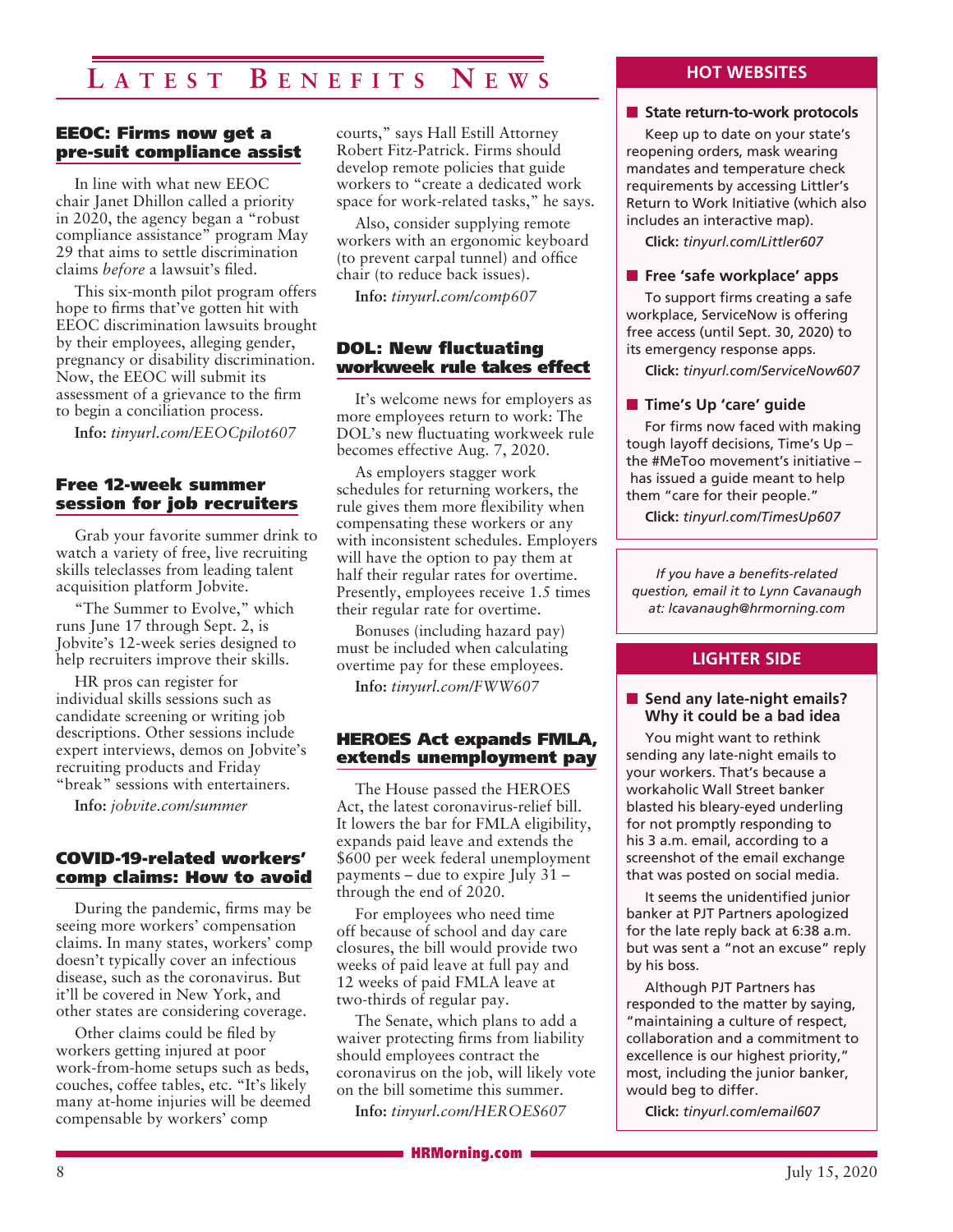# Latest Benefits News

## EEOC: Firms now get a pre-suit compliance assist

In line with what new EEOC chair Janet Dhillon called a priority in 2020, the agency began a "robust compliance assistance" program May 29 that aims to settle discrimination claims *before* a lawsuit's filed.

This six-month pilot program offers hope to firms that've gotten hit with EEOC discrimination lawsuits brought by their employees, alleging gender, pregnancy or disability discrimination. Now, the EEOC will submit its assessment of a grievance to the firm to begin a conciliation process.

**Info:** *tinyurl.com/EEOCpilot607*

## Free 12-week summer session for job recruiters

Grab your favorite summer drink to watch a variety of free, live recruiting skills teleclasses from leading talent acquisition platform Jobvite.

"The Summer to Evolve," which runs June 17 through Sept. 2, is Jobvite's 12-week series designed to help recruiters improve their skills.

HR pros can register for individual skills sessions such as candidate screening or writing job descriptions. Other sessions include expert interviews, demos on Jobvite's recruiting products and Friday "break" sessions with entertainers.

**Info:** *jobvite.com/summer*

## COVID-19-related workers' comp claims: How to avoid

During the pandemic, firms may be seeing more workers' compensation claims. In many states, workers' comp doesn't typically cover an infectious disease, such as the coronavirus. But it'll be covered in New York, and other states are considering coverage.

Other claims could be filed by workers getting injured at poor work-from-home setups such as beds, couches, coffee tables, etc. "It's likely many at-home injuries will be deemed compensable by workers' comp courts," says Hall Estill Attorney Robert Fitz-Patrick. Firms should develop remote policies that guide workers to "create a dedicated work space for work-related tasks," he says.

Also, consider supplying remote workers with an ergonomic keyboard (to prevent carpal tunnel) and office chair (to reduce back issues).

**Info:** *tinyurl.com/comp607*

## DOL: New fluctuating workweek rule takes effect

It's welcome news for employers as more employees return to work: The DOL's new fluctuating workweek rule becomes effective Aug. 7, 2020.

As employers stagger work schedules for returning workers, the rule gives them more flexibility when compensating these workers or any with inconsistent schedules. Employers will have the option to pay them at half their regular rates for overtime. Presently, employees receive 1.5 times their regular rate for overtime.

Bonuses (including hazard pay) must be included when calculating overtime pay for these employees.

**Info:** *tinyurl.com/FWW607*

## HEROES Act expands FMLA, extends unemployment pay

The House passed the HEROES Act, the latest coronavirus-relief bill. It lowers the bar for FMLA eligibility, expands paid leave and extends the $600 per week federal unemployment payments – due to expire July 31 – through the end of 2020.

For employees who need time off because of school and day care closures, the bill would provide two weeks of paid leave at full pay and 12 weeks of paid FMLA leave at two-thirds of regular pay.

The Senate, which plans to add a waiver protecting firms from liability should employees contract the coronavirus on the job, will likely vote on the bill sometime this summer.

**Info:** *tinyurl.com/HEROES607*

## HOT WEBSITES

### State return-to-work protocols

Keep up to date on your state's reopening orders, mask wearing mandates and temperature check requirements by accessing Littler's Return to Work Initiative (which also includes an interactive map).

**Click:** *tinyurl.com/Littler607*

### Free 'safe workplace' apps

To support firms creating a safe workplace, ServiceNow is offering free access (until Sept. 30, 2020) to its emergency response apps.

**Click:** *tinyurl.com/ServiceNow607*

### Time's Up 'care' guide

For firms now faced with making tough layoff decisions, Time's Up – the #MeToo movement's initiative – has issued a guide meant to help them "care for their people."

**Click:** *tinyurl.com/TimesUp607*

*If you have a benefits-related question, email it to Lynn Cavanaugh at: lcavanaugh@hrmorning.com*

## LIGHTER SIDE

### Send any late-night emails? Why it could be a bad idea

You might want to rethink sending any late-night emails to your workers. That's because a workaholic Wall Street banker blasted his bleary-eyed underling for not promptly responding to his 3 a.m. email, according to a screenshot of the email exchange that was posted on social media.

It seems the unidentified junior banker at PJT Partners apologized for the late reply back at 6:38 a.m. but was sent a "not an excuse" reply by his boss.

Although PJT Partners has responded to the matter by saying, "maintaining a culture of respect, collaboration and a commitment to excellence is our highest priority," most, including the junior banker, would beg to differ.

**Click:** *tinyurl.com/email607*